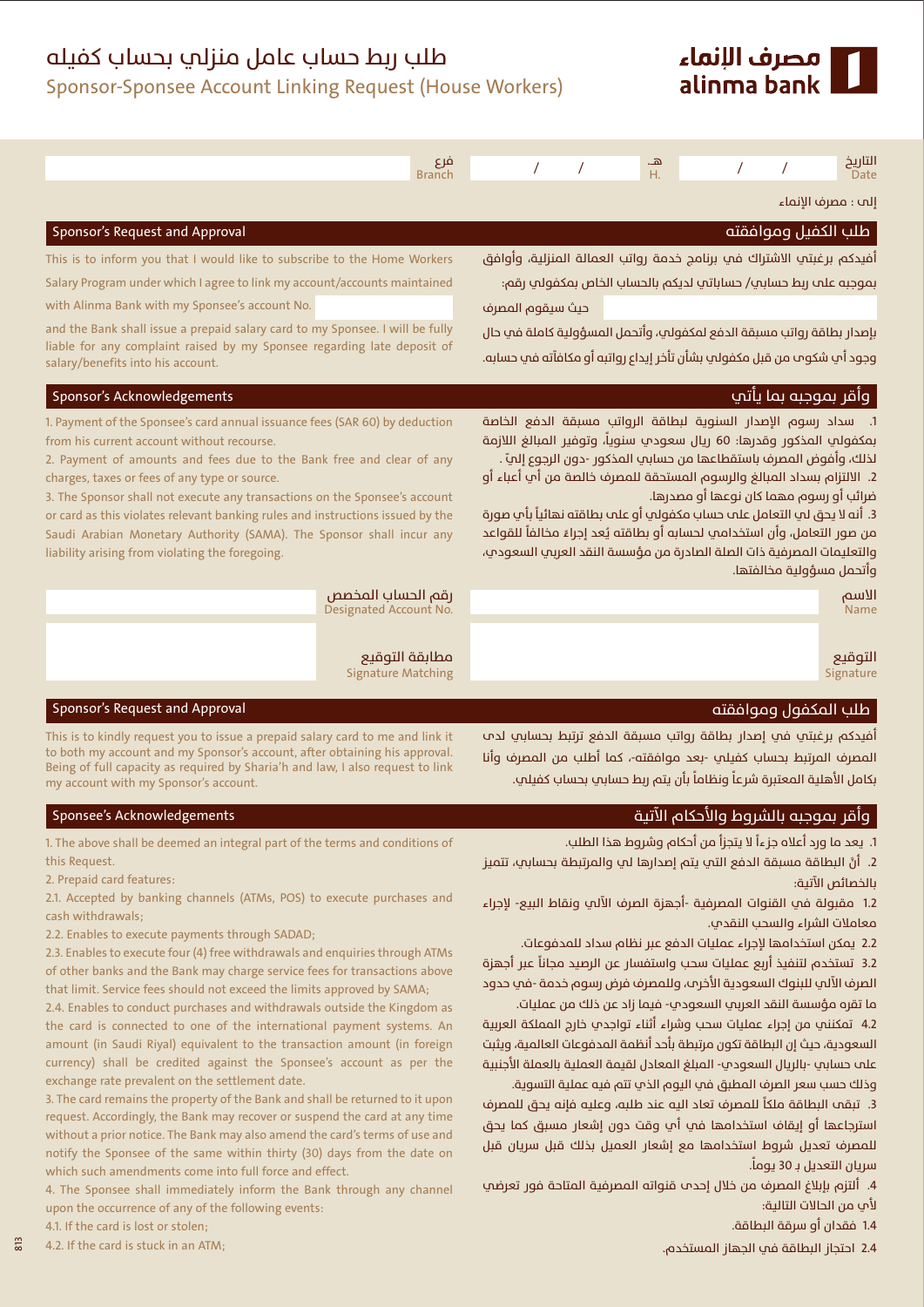# طلب ربط حساب عامل منزلي بحساب كفيله
## Sponsor-Sponsee Account Linking Request (House Workers)

مصرف الإنماء
alinma bank

| التاريخ Date | / / | هـ H. | / / | فرع Branch | |
|---|---|---|---|---|---|

إلى : مصرف الإنماء

## طلب الكفيل وموافقته / Sponsor's Request and Approval

أفيدكم برغبتي في الاشتراك في برنامج خدمة رواتب العمالة المنزلية، وأوافق بموجبه على ربط حسابي/ حساباتي لديكم بالحساب الخاص بمكفولي رقم: ____________ حيث سيقوم المصرف بإصدار بطاقة رواتب مسبقة الدفع لمكفولي، وأتحمل المسؤولية كاملة في حال وجود أي شكوى من قبل مكفولي بشأن تأخر إيداع رواتبه أو مكافآته في حسابه.

This is to inform you that I would like to subscribe to the Home Workers Salary Program under which I agree to link my account/accounts maintained with Alinma Bank with my Sponsee's account No. ____________ and the Bank shall issue a prepaid salary card to my Sponsee. I will be fully liable for any complaint raised by my Sponsee regarding late deposit of salary/benefits into his account.

## وأقر بموجبه بما يأتي / Sponsor's Acknowledgements

1. سداد رسوم الإصدار السنوية لبطاقة الرواتب مسبقة الدفع الخاصة بمكفولي المذكور وقدرها: 60 ريال سعودي سنوياً، وتوفير المبالغ اللازمة لذلك، وأفوض المصرف باستقطاعها من حسابي المذكور -دون الرجوع إليّ- .
2. الالتزام بسداد المبالغ والرسوم المستحقة للمصرف خالصة من أي أعباء أو ضرائب أو رسوم مهما كان نوعها أو مصدرها.
3. أنه لا يحق لي التعامل على حساب مكفولي أو على بطاقته نهائياً بأي صورة من صور التعامل، وأن استخدامي لحسابه أو بطاقته يُعد إجراءً مخالفاً للقواعد والتعليمات المصرفية ذات الصلة الصادرة من مؤسسة النقد العربي السعودي، وأتحمل مسؤولية مخالفتها.

1. Payment of the Sponsee's card annual issuance fees (SAR 60) by deduction from his current account without recourse.
2. Payment of amounts and fees due to the Bank free and clear of any charges, taxes or fees of any type or source.
3. The Sponsor shall not execute any transactions on the Sponsee's account or card as this violates relevant banking rules and instructions issued by the Saudi Arabian Monetary Authority (SAMA). The Sponsor shall incur any liability arising from violating the foregoing.

| الاسم Name | | رقم الحساب المخصص Designated Account No. | |
|---|---|---|---|
| التوقيع Signature | | مطابقة التوقيع Signature Matching | |

## طلب المكفول وموافقته / Sponsor's Request and Approval

أفيدكم برغبتي في إصدار بطاقة رواتب مسبقة الدفع ترتبط بحسابي لدى المصرف المرتبط بحساب كفيلي -بعد موافقته-، كما أطلب من المصرف وأنا بكامل الأهلية المعتبرة شرعاً ونظاماً بأن يتم ربط حسابي بحساب كفيلي.

This is to kindly request you to issue a prepaid salary card to me and link it to both my account and my Sponsor's account, after obtaining his approval. Being of full capacity as required by Sharia'h and law, I also request to link my account with my Sponsor's account.

## وأقر بموجبه بالشروط والأحكام الآتية / Sponsee's Acknowledgements

1. يعد ما ورد أعلاه جزءاً لا يتجزأ من أحكام وشروط هذا الطلب.
2. أن البطاقة مسبقة الدفع التي يتم إصدارها لي والمرتبطة بحسابي، تتميز بالخصائص الآتية:

1.2 مقبولة في القنوات المصرفية -أجهزة الصرف الآلي ونقاط البيع- لإجراء معاملات الشراء والسحب النقدي.

2.2 يمكن استخدامها لإجراء عمليات الدفع عبر نظام سداد للمدفوعات.

3.2 تستخدم لتنفيذ أربع عمليات سحب واستفسار عن الرصيد مجاناً عبر أجهزة الصرف الآلي للبنوك السعودية الأخرى، وللمصرف فرض رسوم خدمة -في حدود ما تقره مؤسسة النقد العربي السعودي- فيما زاد عن ذلك من عمليات.

4.2 تمكنني من إجراء عمليات سحب وشراء أثناء تواجدي خارج المملكة العربية السعودية، حيث إن البطاقة تكون مرتبطة بأحد أنظمة المدفوعات العالمية، ويثبت على حسابي -بالريال السعودي- المبلغ المعادل لقيمة العملية بالعملة الأجنبية وذلك حسب سعر الصرف المطبق في اليوم الذي تتم فيه عملية التسوية.

3. تبقى البطاقة ملكاً للمصرف تعاد اليه عند طلبه، وعليه فإنه يحق للمصرف استرجاعها أو إيقاف استخدامها في أي وقت دون إشعار مسبق كما يحق للمصرف تعديل شروط استخدامها مع إشعار العميل بذلك قبل سريان قبل سريان التعديل بـ 30 يوماً.
4. ألتزم بإبلاغ المصرف من خلال إحدى قنواته المصرفية المتاحة فور تعرضي لأي من الحالات التالية:

1.4 فقدان أو سرقة البطاقة.

2.4 احتجاز البطاقة في الجهاز المستخدم.

1. The above shall be deemed an integral part of the terms and conditions of this Request.
2. Prepaid card features:

2.1. Accepted by banking channels (ATMs, POS) to execute purchases and cash withdrawals;

2.2. Enables to execute payments through SADAD;

2.3. Enables to execute four (4) free withdrawals and enquiries through ATMs of other banks and the Bank may charge service fees for transactions above that limit. Service fees should not exceed the limits approved by SAMA;

2.4. Enables to conduct purchases and withdrawals outside the Kingdom as the card is connected to one of the international payment systems. An amount (in Saudi Riyal) equivalent to the transaction amount (in foreign currency) shall be credited against the Sponsee's account as per the exchange rate prevalent on the settlement date.

3. The card remains the property of the Bank and shall be returned to it upon request. Accordingly, the Bank may recover or suspend the card at any time without a prior notice. The Bank may also amend the card's terms of use and notify the Sponsee of the same within thirty (30) days from the date on which such amendments come into full force and effect.
4. The Sponsee shall immediately inform the Bank through any channel upon the occurrence of any of the following events:

4.1. If the card is lost or stolen;

4.2. If the card is stuck in an ATM;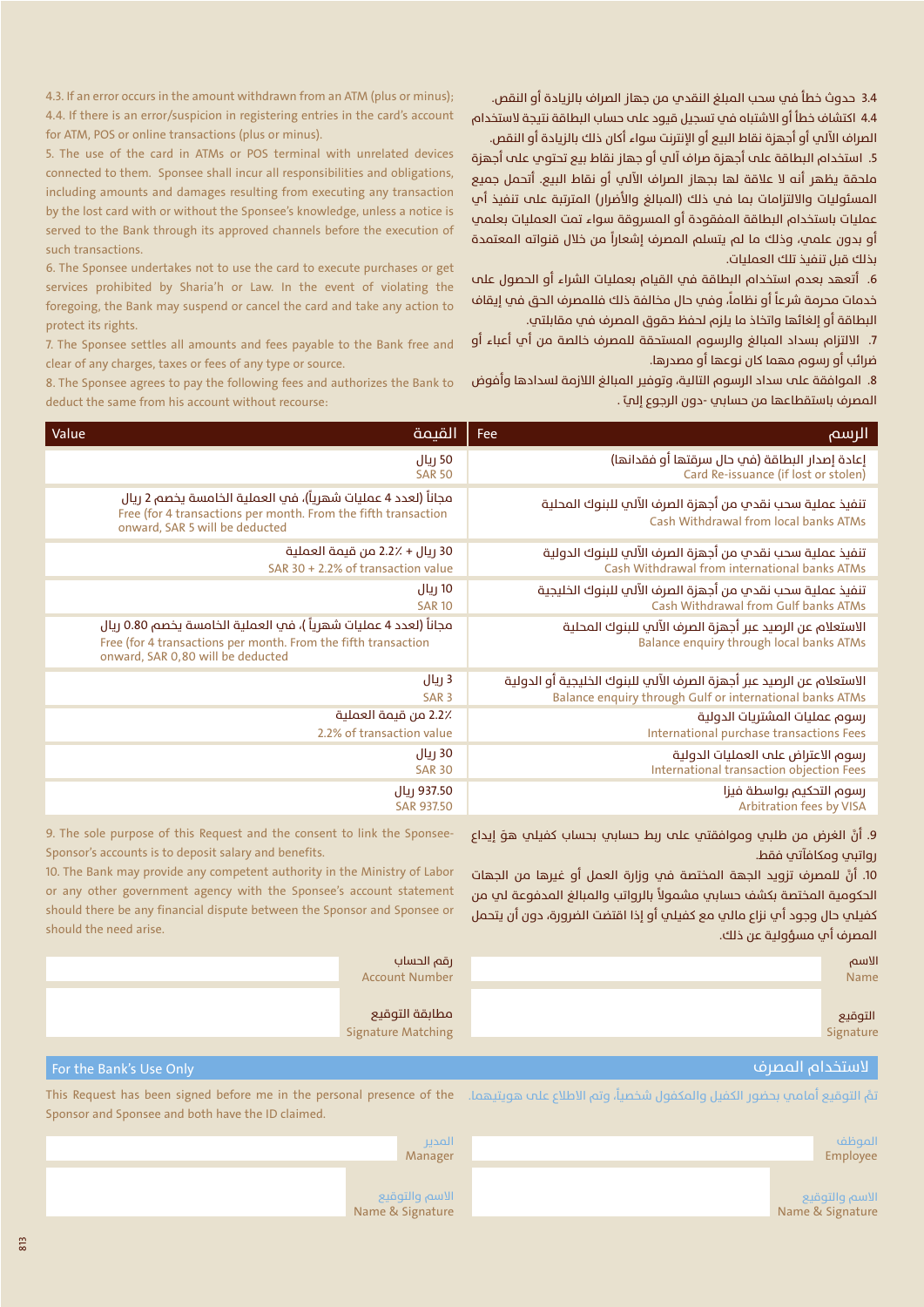4.3. If an error occurs in the amount withdrawn from an ATM (plus or minus);

4.4. If there is an error/suspicion in registering entries in the card's account for ATM, POS or online transactions (plus or minus).

5. The use of the card in ATMs or POS terminal with unrelated devices connected to them. Sponsee shall incur all responsibilities and obligations, including amounts and damages resulting from executing any transaction by the lost card with or without the Sponsee's knowledge, unless a notice is served to the Bank through its approved channels before the execution of such transactions.

6. The Sponsee undertakes not to use the card to execute purchases or get services prohibited by Sharia'h or Law. In the event of violating the foregoing, the Bank may suspend or cancel the card and take any action to protect its rights.

7. The Sponsee settles all amounts and fees payable to the Bank free and clear of any charges, taxes or fees of any type or source.

8. The Sponsee agrees to pay the following fees and authorizes the Bank to deduct the same from his account without recourse:

3.4 حدوث خطأ في سحب المبلغ النقدي من جهاز الصراف بالزيادة أو النقص.

4.4 اكتشاف خطأ أو الاشتباه في تسجيل قيود على حساب البطاقة نتيجة لاستخدام الصراف الآلي أو أجهزة نقاط البيع أو الإنترنت سواء أكان ذلك بالزيادة أو النقص.

5. استخدام البطاقة على أجهزة صراف آلي أو جهاز نقاط بيع تحتوي على أجهزة ملحقة يظهر أنه لا علاقة لها بجهاز الصراف الآلي أو نقاط البيع. أتحمل جميع المسئوليات والالتزامات بما في ذلك (المبالغ والأضرار) المترتبة على تنفيذ أي عمليات باستخدام البطاقة المفقودة أو المسروقة سواء تمت العمليات بعلمي أو بدون علمي، وذلك ما لم يتسلم المصرف إشعاراً من خلال قنواته المعتمدة بذلك قبل تنفيذ تلك العمليات.

6. أتعهد بعدم استخدام البطاقة في القيام بعمليات الشراء أو الحصول على خدمات محرمة شرعاً أو نظاماً، وفي حال مخالفة ذلك فللمصرف الحق في إيقاف البطاقة أو إلغائها واتخاذ ما يلزم لحفظ حقوق المصرف في مقابلتي.

7. الالتزام بسداد المبالغ والرسوم المستحقة للمصرف خالصة من أي أعباء أو ضرائب أو رسوم مهما كان نوعها أو مصدرها.

8. الموافقة على سداد الرسوم التالية، وتوفير المبالغ اللازمة لسدادها وأفوض المصرف باستقطاعها من حسابي -دون الرجوع إليّ .

| Value القيمة | Fee الرسم |
|---|---|
| 50 ريال<br>SAR 50 | إعادة إصدار البطاقة (في حال سرقتها أو فقدانها)<br>Card Re-issuance (if lost or stolen) |
| مجاناً (لعدد 4 عمليات شهرياً)، في العملية الخامسة يخصم 2 ريال<br>Free (for 4 transactions per month. From the fifth transaction onward, SAR 5 will be deducted | تنفيذ عملية سحب نقدي من أجهزة الصرف الآلي للبنوك المحلية<br>Cash Withdrawal from local banks ATMs |
| 30 ريال + 2.2٪ من قيمة العملية<br>SAR 30 + 2.2% of transaction value | تنفيذ عملية سحب نقدي من أجهزة الصرف الآلي للبنوك الدولية<br>Cash Withdrawal from international banks ATMs |
| 10 ريال<br>SAR 10 | تنفيذ عملية سحب نقدي من أجهزة الصرف الآلي للبنوك الخليجية<br>Cash Withdrawal from Gulf banks ATMs |
| مجاناً (لعدد 4 عمليات شهرياً )، في العملية الخامسة يخصم 0.80 ريال<br>Free (for 4 transactions per month. From the fifth transaction onward, SAR 0,80 will be deducted | الاستعلام عن الرصيد عبر أجهزة الصرف الآلي للبنوك المحلية<br>Balance enquiry through local banks ATMs |
| 3 ريال<br>SAR 3 | الاستعلام عن الرصيد عبر أجهزة الصرف الآلي للبنوك الخليجية أو الدولية<br>Balance enquiry through Gulf or international banks ATMs |
| 2.2٪ من قيمة العملية<br>2.2% of transaction value | رسوم عمليات المشتريات الدولية<br>International purchase transactions Fees |
| 30 ريال<br>SAR 30 | رسوم الاعتراض على العمليات الدولية<br>International transaction objection Fees |
| 937.50 ريال<br>SAR 937.50 | رسوم التحكيم بواسطة فيزا<br>Arbitration fees by VISA |

9. The sole purpose of this Request and the consent to link the Sponsee-Sponsor's accounts is to deposit salary and benefits.

10. The Bank may provide any competent authority in the Ministry of Labor or any other government agency with the Sponsee's account statement should there be any financial dispute between the Sponsor and Sponsee or should the need arise.

9. أنّ الغرض من طلبي وموافقتي على ربط حسابي بحساب كفيلي هوَ إيداع رواتبي ومكافآتي فقط.

10. أنّ للمصرف تزويد الجهة المختصة في وزارة العمل أو غيرها من الجهات الحكومية المختصة بكشف حسابي مشمولاً بالرواتب والمبالغ المدفوعة لي من كفيلي حال وجود أي نزاع مالي مع كفيلي أو إذا اقتضت الضرورة، دون أن يتحمل المصرف أي مسؤولية عن ذلك.

| | | | |
|---|---|---|---|
| رقم الحساب<br>Account Number | | الاسم<br>Name | |
| مطابقة التوقيع<br>Signature Matching | | التوقيع<br>Signature | |

## For the Bank's Use Only لاستخدام المصرف

This Request has been signed before me in the personal presence of the Sponsor and Sponsee and both have the ID claimed.

تمّ التوقيع أمامي بحضور الكفيل والمكفول شخصياً، وتم الاطلاع على هويتيهما.

| | | | |
|---|---|---|---|
| المدير<br>Manager | | الموظف<br>Employee | |
| الاسم والتوقيع<br>Name & Signature | | الاسم والتوقيع<br>Name & Signature | |